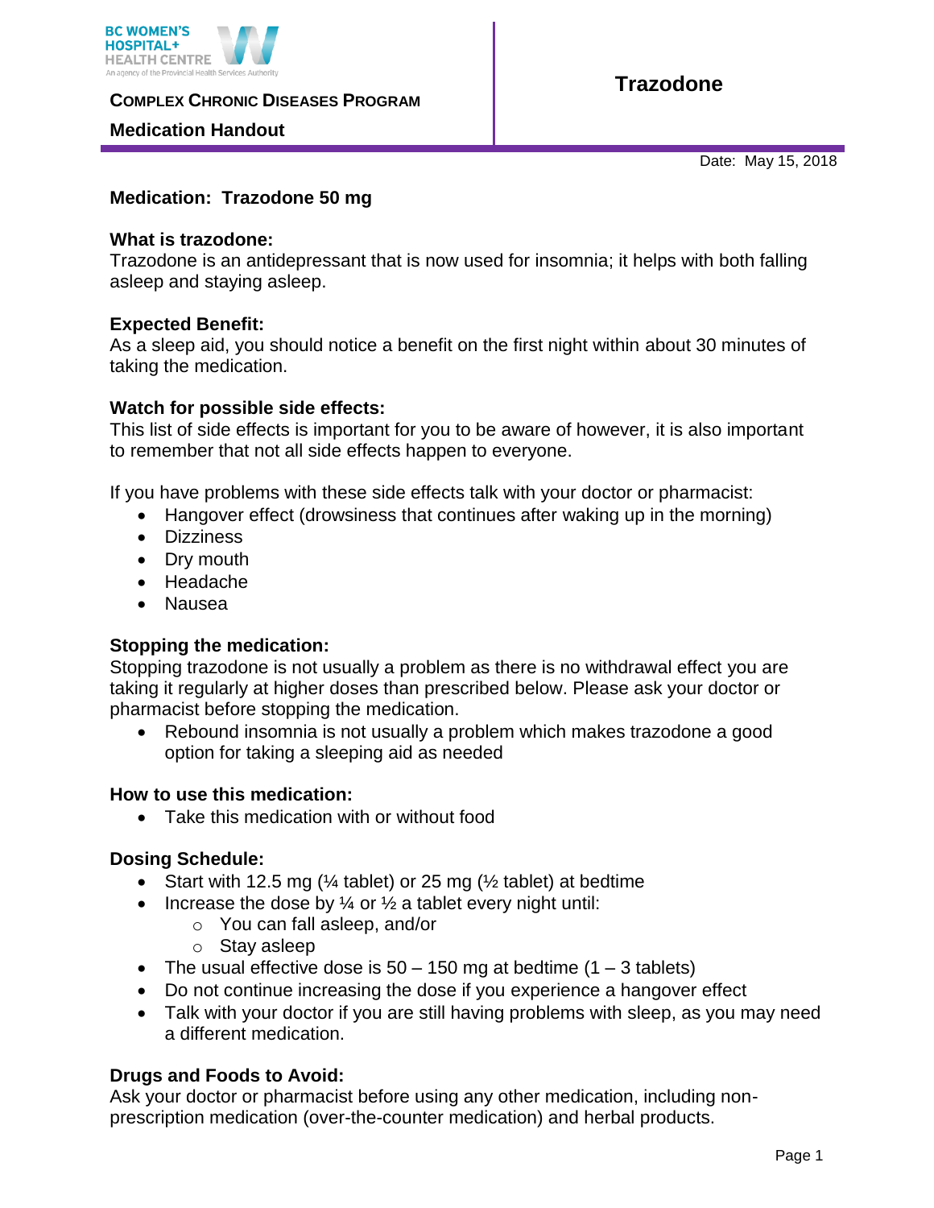BC WOMEN'S HOSPITAL+ HEALTH CENTRE
An agency of the Provincial Health Services Authority

**COMPLEX CHRONIC DISEASES PROGRAM**

**Medication Handout**

# Trazodone

Date: May 15, 2018

**Medication: Trazodone 50 mg**

**What is trazodone:**
Trazodone is an antidepressant that is now used for insomnia; it helps with both falling asleep and staying asleep.

**Expected Benefit:**
As a sleep aid, you should notice a benefit on the first night within about 30 minutes of taking the medication.

**Watch for possible side effects:**
This list of side effects is important for you to be aware of however, it is also important to remember that not all side effects happen to everyone.

If you have problems with these side effects talk with your doctor or pharmacist:

- Hangover effect (drowsiness that continues after waking up in the morning)
- Dizziness
- Dry mouth
- Headache
- Nausea

**Stopping the medication:**
Stopping trazodone is not usually a problem as there is no withdrawal effect you are taking it regularly at higher doses than prescribed below. Please ask your doctor or pharmacist before stopping the medication.

- Rebound insomnia is not usually a problem which makes trazodone a good option for taking a sleeping aid as needed

**How to use this medication:**

- Take this medication with or without food

**Dosing Schedule:**

- Start with 12.5 mg (¼ tablet) or 25 mg (½ tablet) at bedtime
- Increase the dose by ¼ or ½ a tablet every night until:
  - You can fall asleep, and/or
  - Stay asleep
- The usual effective dose is 50 – 150 mg at bedtime (1 – 3 tablets)
- Do not continue increasing the dose if you experience a hangover effect
- Talk with your doctor if you are still having problems with sleep, as you may need a different medication.

**Drugs and Foods to Avoid:**
Ask your doctor or pharmacist before using any other medication, including non-prescription medication (over-the-counter medication) and herbal products.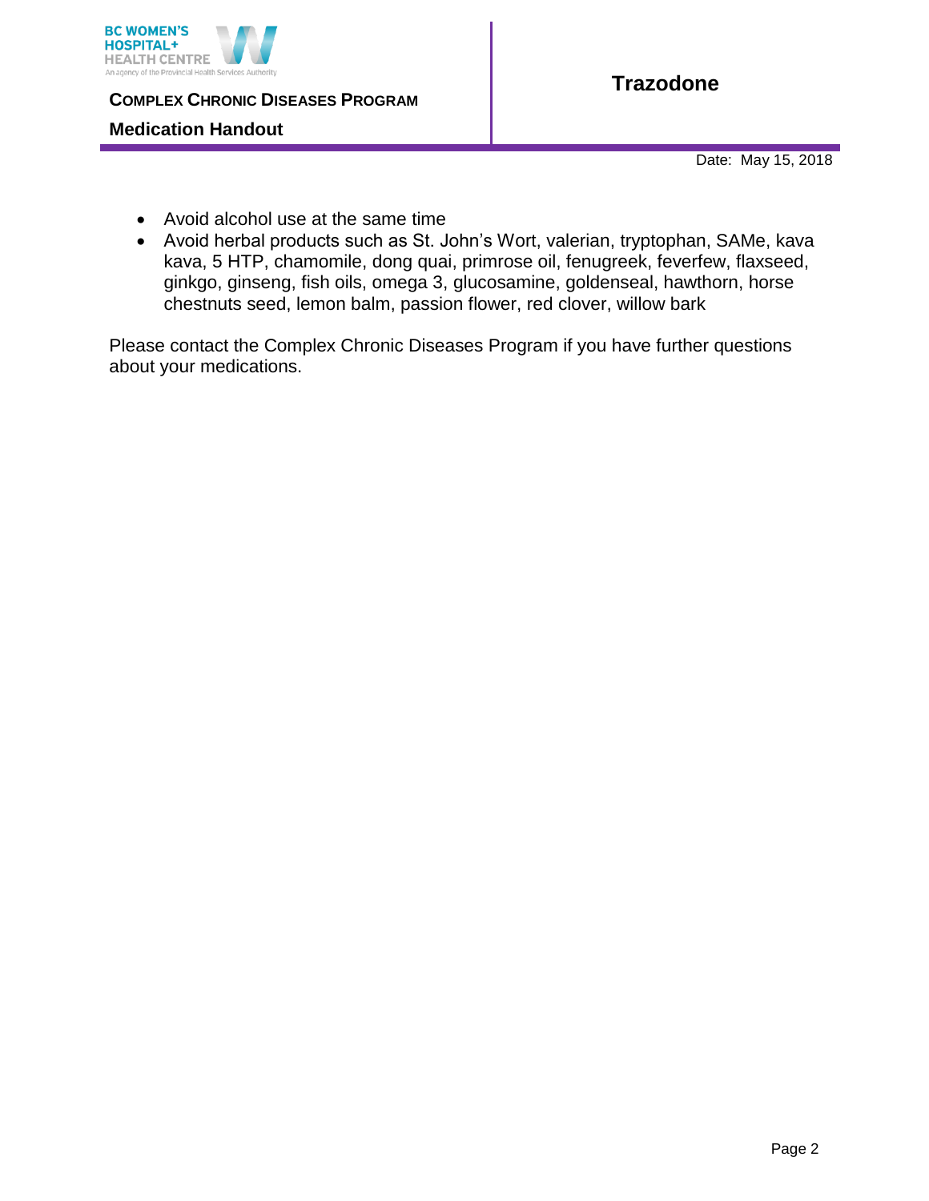- Avoid alcohol use at the same time
- Avoid herbal products such as St. John's Wort, valerian, tryptophan, SAMe, kava kava, 5 HTP, chamomile, dong quai, primrose oil, fenugreek, feverfew, flaxseed, ginkgo, ginseng, fish oils, omega 3, glucosamine, goldenseal, hawthorn, horse chestnuts seed, lemon balm, passion flower, red clover, willow bark

Please contact the Complex Chronic Diseases Program if you have further questions about your medications.